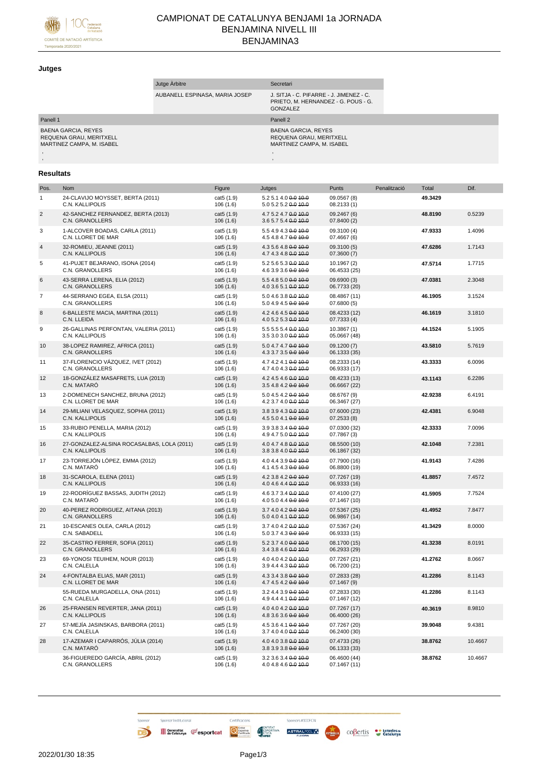# CAMPIONAT DE CATALUNYA BENJAMI 1a JORNADA
## BENJAMINA NIVELL III
## BENJAMINA3

COMITÈ DE NATACIÓ ARTÍSTICA
Temporada 2020/2021

### Jutges

| Jutge Àrbitre | Secretari |
|---|---|
| AUBANELL ESPINASA, MARIA JOSEP | J. SITJA - C. PIFARRE - J. JIMENEZ - C. PRIETO, M. HERNANDEZ - G. POUS - G. GONZALEZ |

| Panell 1 | Panell 2 |
|---|---|
| BAENA GARCIA, REYES<br>REQUENA GRAU, MERITXELL<br>MARTINEZ CAMPA, M. ISABEL<br>,<br>, | BAENA GARCIA, REYES<br>REQUENA GRAU, MERITXELL<br>MARTINEZ CAMPA, M. ISABEL<br>,<br>, |

### Resultats

| Pos. | Nom | Figure | Jutges | Punts | Penalització | Total | Dif. |
|---|---|---|---|---|---|---|---|
| 1 | 24-CLAVIJO MOYSSET, BERTA (2011)<br>C.N. KALLIPOLIS | cat5 (1.9)<br>106 (1.6) | 5.2 5.1 4.0 ~~0.0~~ ~~10.0~~<br>5.0 5.2 5.2 ~~0.0~~ ~~10.0~~ | 09.0567 (8)<br>08.2133 (1) | | 49.3429 | |
| 2 | 42-SANCHEZ FERNANDEZ, BERTA (2013)<br>C.N. GRANOLLERS | cat5 (1.9)<br>106 (1.6) | 4.7 5.2 4.7 ~~0.0~~ ~~10.0~~<br>3.6 5.7 5.4 ~~0.0~~ ~~10.0~~ | 09.2467 (6)<br>07.8400 (2) | | 48.8190 | 0.5239 |
| 3 | 1-ALCOVER BOADAS, CARLA (2011)<br>C.N. LLORET DE MAR | cat5 (1.9)<br>106 (1.6) | 5.5 4.9 4.3 ~~0.0~~ ~~10.0~~<br>4.5 4.8 4.7 ~~0.0~~ ~~10.0~~ | 09.3100 (4)<br>07.4667 (6) | | 47.9333 | 1.4096 |
| 4 | 32-ROMIEU, JEANNE (2011)<br>C.N. KALLIPOLIS | cat5 (1.9)<br>106 (1.6) | 4.3 5.6 4.8 ~~0.0~~ ~~10.0~~<br>4.7 4.3 4.8 ~~0.0~~ ~~10.0~~ | 09.3100 (5)<br>07.3600 (7) | | 47.6286 | 1.7143 |
| 5 | 41-PUJET BEJARANO, ISONA (2014)<br>C.N. GRANOLLERS | cat5 (1.9)<br>106 (1.6) | 5.2 5.6 5.3 ~~0.0~~ ~~10.0~~<br>4.6 3.9 3.6 ~~0.0~~ ~~10.0~~ | 10.1967 (2)<br>06.4533 (25) | | 47.5714 | 1.7715 |
| 6 | 43-SERRA LERENA, ELIA (2012)<br>C.N. GRANOLLERS | cat5 (1.9)<br>106 (1.6) | 5.5 4.8 5.0 ~~0.0~~ ~~10.0~~<br>4.0 3.6 5.1 ~~0.0~~ ~~10.0~~ | 09.6900 (3)<br>06.7733 (20) | | 47.0381 | 2.3048 |
| 7 | 44-SERRANO EGEA, ELSA (2011)<br>C.N. GRANOLLERS | cat5 (1.9)<br>106 (1.6) | 5.0 4.6 3.8 ~~0.0~~ ~~10.0~~<br>5.0 4.9 4.5 ~~0.0~~ ~~10.0~~ | 08.4867 (11)<br>07.6800 (5) | | 46.1905 | 3.1524 |
| 8 | 6-BALLESTE MACIA, MARTINA (2011)<br>C.N. LLEIDA | cat5 (1.9)<br>106 (1.6) | 4.2 4.6 4.5 ~~0.0~~ ~~10.0~~<br>4.0 5.2 5.3 ~~0.0~~ ~~10.0~~ | 08.4233 (12)<br>07.7333 (4) | | 46.1619 | 3.1810 |
| 9 | 26-GALLINAS PERFONTAN, VALERIA (2011)<br>C.N. KALLIPOLIS | cat5 (1.9)<br>106 (1.6) | 5.5 5.5 5.4 ~~0.0~~ ~~10.0~~<br>3.5 3.0 3.0 ~~0.0~~ ~~10.0~~ | 10.3867 (1)<br>05.0667 (48) | | 44.1524 | 5.1905 |
| 10 | 38-LOPEZ RAMIREZ, AFRICA (2011)<br>C.N. GRANOLLERS | cat5 (1.9)<br>106 (1.6) | 5.0 4.7 4.7 ~~0.0~~ ~~10.0~~<br>4.3 3.7 3.5 ~~0.0~~ ~~10.0~~ | 09.1200 (7)<br>06.1333 (35) | | 43.5810 | 5.7619 |
| 11 | 37-FLORENCIO VÁZQUEZ, IVET (2012)<br>C.N. GRANOLLERS | cat5 (1.9)<br>106 (1.6) | 4.7 4.2 4.1 ~~0.0~~ ~~10.0~~<br>4.7 4.0 4.3 ~~0.0~~ ~~10.0~~ | 08.2333 (14)<br>06.9333 (17) | | 43.3333 | 6.0096 |
| 12 | 18-GONZÁLEZ MASAFRETS, LUA (2013)<br>C.N. MATARÓ | cat5 (1.9)<br>106 (1.6) | 4.2 4.5 4.6 ~~0.0~~ ~~10.0~~<br>3.5 4.8 4.2 ~~0.0~~ ~~10.0~~ | 08.4233 (13)<br>06.6667 (22) | | 43.1143 | 6.2286 |
| 13 | 2-DOMENECH SANCHEZ, BRUNA (2012)<br>C.N. LLORET DE MAR | cat5 (1.9)<br>106 (1.6) | 5.0 4.5 4.2 ~~0.0~~ ~~10.0~~<br>4.2 3.7 4.0 ~~0.0~~ ~~10.0~~ | 08.6767 (9)<br>06.3467 (27) | | 42.9238 | 6.4191 |
| 14 | 29-MILIANI VELASQUEZ, SOPHIA (2011)<br>C.N. KALLIPOLIS | cat5 (1.9)<br>106 (1.6) | 3.8 3.9 4.3 ~~0.0~~ ~~10.0~~<br>4.5 5.0 4.1 ~~0.0~~ ~~10.0~~ | 07.6000 (23)<br>07.2533 (8) | | 42.4381 | 6.9048 |
| 15 | 33-RUBIO PENELLA, MARIA (2012)<br>C.N. KALLIPOLIS | cat5 (1.9)<br>106 (1.6) | 3.9 3.8 3.4 ~~0.0~~ ~~10.0~~<br>4.9 4.7 5.0 ~~0.0~~ ~~10.0~~ | 07.0300 (32)<br>07.7867 (3) | | 42.3333 | 7.0096 |
| 16 | 27-GONZALEZ-ALSINA ROCASALBAS, LOLA (2011)<br>C.N. KALLIPOLIS | cat5 (1.9)<br>106 (1.6) | 4.0 4.7 4.8 ~~0.0~~ ~~10.0~~<br>3.8 3.8 4.0 ~~0.0~~ ~~10.0~~ | 08.5500 (10)<br>06.1867 (32) | | 42.1048 | 7.2381 |
| 17 | 23-TORREJÓN LÓPEZ, EMMA (2012)<br>C.N. MATARÓ | cat5 (1.9)<br>106 (1.6) | 4.0 4.4 3.9 ~~0.0~~ ~~10.0~~<br>4.1 4.5 4.3 ~~0.0~~ ~~10.0~~ | 07.7900 (16)<br>06.8800 (19) | | 41.9143 | 7.4286 |
| 18 | 31-SCAROLA, ELENA (2011)<br>C.N. KALLIPOLIS | cat5 (1.9)<br>106 (1.6) | 4.2 3.8 4.2 ~~0.0~~ ~~10.0~~<br>4.0 4.6 4.4 ~~0.0~~ ~~10.0~~ | 07.7267 (19)<br>06.9333 (16) | | 41.8857 | 7.4572 |
| 19 | 22-RODRÍGUEZ BASSAS, JUDITH (2012)<br>C.N. MATARÓ | cat5 (1.9)<br>106 (1.6) | 4.6 3.7 3.4 ~~0.0~~ ~~10.0~~<br>4.0 5.0 4.4 ~~0.0~~ ~~10.0~~ | 07.4100 (27)<br>07.1467 (10) | | 41.5905 | 7.7524 |
| 20 | 40-PEREZ RODRIGUEZ, AITANA (2013)<br>C.N. GRANOLLERS | cat5 (1.9)<br>106 (1.6) | 3.7 4.0 4.2 ~~0.0~~ ~~10.0~~<br>5.0 4.0 4.1 ~~0.0~~ ~~10.0~~ | 07.5367 (25)<br>06.9867 (14) | | 41.4952 | 7.8477 |
| 21 | 10-ESCANES OLEA, CARLA (2012)<br>C.N. SABADELL | cat5 (1.9)<br>106 (1.6) | 3.7 4.0 4.2 ~~0.0~~ ~~10.0~~<br>5.0 3.7 4.3 ~~0.0~~ ~~10.0~~ | 07.5367 (24)<br>06.9333 (15) | | 41.3429 | 8.0000 |
| 22 | 35-CASTRO FERRER, SOFIA (2011)<br>C.N. GRANOLLERS | cat5 (1.9)<br>106 (1.6) | 5.2 3.7 4.0 ~~0.0~~ ~~10.0~~<br>3.4 3.8 4.6 ~~0.0~~ ~~10.0~~ | 08.1700 (15)<br>06.2933 (29) | | 41.3238 | 8.0191 |
| 23 | 69-YONOSI TEUIHEM, NOUR (2013)<br>C.N. CALELLA | cat5 (1.9)<br>106 (1.6) | 4.0 4.0 4.2 ~~0.0~~ ~~10.0~~<br>3.9 4.4 4.3 ~~0.0~~ ~~10.0~~ | 07.7267 (21)<br>06.7200 (21) | | 41.2762 | 8.0667 |
| 24 | 4-FONTALBA ELIAS, MAR (2011)<br>C.N. LLORET DE MAR | cat5 (1.9)<br>106 (1.6) | 4.3 3.4 3.8 ~~0.0~~ ~~10.0~~<br>4.7 4.5 4.2 ~~0.0~~ ~~10.0~~ | 07.2833 (28)<br>07.1467 (9) | | 41.2286 | 8.1143 |
| | 55-RUEDA MURGADELLA, ONA (2011)<br>C.N. CALELLA | cat5 (1.9)<br>106 (1.6) | 3.2 4.4 3.9 ~~0.0~~ ~~10.0~~<br>4.9 4.4 4.1 ~~0.0~~ ~~10.0~~ | 07.2833 (30)<br>07.1467 (12) | | 41.2286 | 8.1143 |
| 26 | 25-FRANSEN REVERTER, JANA (2011)<br>C.N. KALLIPOLIS | cat5 (1.9)<br>106 (1.6) | 4.0 4.0 4.2 ~~0.0~~ ~~10.0~~<br>4.8 3.6 3.6 ~~0.0~~ ~~10.0~~ | 07.7267 (17)<br>06.4000 (26) | | 40.3619 | 8.9810 |
| 27 | 57-MEJÍA JASINSKAS, BARBORA (2011)<br>C.N. CALELLA | cat5 (1.9)<br>106 (1.6) | 4.5 3.6 4.1 ~~0.0~~ ~~10.0~~<br>3.7 4.0 4.0 ~~0.0~~ ~~10.0~~ | 07.7267 (20)<br>06.2400 (30) | | 39.9048 | 9.4381 |
| 28 | 17-AZEMAR I CAPARRÓS, JÚLIA (2014)<br>C.N. MATARÓ | cat5 (1.9)<br>106 (1.6) | 4.0 4.0 3.8 ~~0.0~~ ~~10.0~~<br>3.8 3.9 3.8 ~~0.0~~ ~~10.0~~ | 07.4733 (26)<br>06.1333 (33) | | 38.8762 | 10.4667 |
| | 36-FIGUEREDO GARCÍA, ABRIL (2012)<br>C.N. GRANOLLERS | cat5 (1.9)<br>106 (1.6) | 3.2 3.6 3.4 ~~0.0~~ ~~10.0~~<br>4.0 4.8 4.6 ~~0.0~~ ~~10.0~~ | 06.4600 (44)<br>07.1467 (11) | | 38.8762 | 10.4667 |

2022/01/30 18:35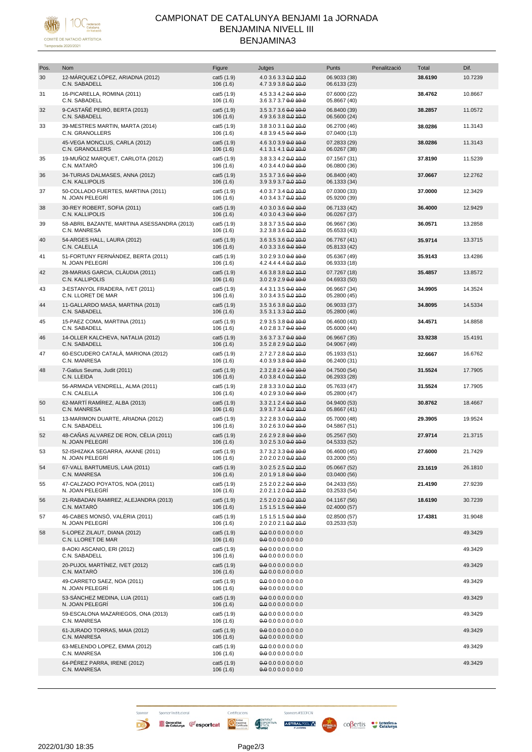# CAMPIONAT DE CATALUNYA BENJAMI 1a JORNADA

## BENJAMINA NIVELL III

### BENJAMINA3

| Pos. | Nom | Figure | Jutges | Punts | Penalització | Total | Dif. |
|---|---|---|---|---|---|---|---|
| 30 | 12-MÁRQUEZ LÓPEZ, ARIADNA (2012)<br>C.N. SABADELL | cat5 (1.9)<br>106 (1.6) | 4.0 3.6 3.3 ~~0.0~~ ~~10.0~~<br>4.7 3.9 3.8 ~~0.0~~ ~~10.0~~ | 06.9033 (38)<br>06.6133 (23) | | **38.6190** | 10.7239 |
| 31 | 16-PICARELLA, ROMINA (2011)<br>C.N. SABADELL | cat5 (1.9)<br>106 (1.6) | 4.5 3.3 4.2 ~~0.0~~ ~~10.0~~<br>3.6 3.7 3.7 ~~0.0~~ ~~10.0~~ | 07.6000 (22)<br>05.8667 (40) | | **38.4762** | 10.8667 |
| 32 | 9-CASTAÑÉ PEIRÓ, BERTA (2013)<br>C.N. SABADELL | cat5 (1.9)<br>106 (1.6) | 3.5 3.7 3.6 ~~0.0~~ ~~10.0~~<br>4.9 3.6 3.8 ~~0.0~~ ~~10.0~~ | 06.8400 (39)<br>06.5600 (24) | | **38.2857** | 11.0572 |
| 33 | 39-MESTRES MARTIN, MARTA (2014)<br>C.N. GRANOLLERS | cat5 (1.9)<br>106 (1.6) | 3.8 3.0 3.1 ~~0.0~~ ~~10.0~~<br>4.8 3.9 4.5 ~~0.0~~ ~~10.0~~ | 06.2700 (46)<br>07.0400 (13) | | **38.0286** | 11.3143 |
| | 45-VEGA MONCLUS, CARLA (2012)<br>C.N. GRANOLLERS | cat5 (1.9)<br>106 (1.6) | 4.6 3.0 3.9 ~~0.0~~ ~~10.0~~<br>4.1 3.1 4.1 ~~0.0~~ ~~10.0~~ | 07.2833 (29)<br>06.0267 (38) | | **38.0286** | 11.3143 |
| 35 | 19-MUÑOZ MARQUET, CARLOTA (2012)<br>C.N. MATARÓ | cat5 (1.9)<br>106 (1.6) | 3.8 3.3 4.2 ~~0.0~~ ~~10.0~~<br>4.0 3.4 4.0 ~~0.0~~ ~~10.0~~ | 07.1567 (31)<br>06.0800 (36) | | **37.8190** | 11.5239 |
| 36 | 34-TURIAS DALMASES, ANNA (2012)<br>C.N. KALLIPOLIS | cat5 (1.9)<br>106 (1.6) | 3.5 3.7 3.6 ~~0.0~~ ~~10.0~~<br>3.9 3.9 3.7 ~~0.0~~ ~~10.0~~ | 06.8400 (40)<br>06.1333 (34) | | **37.0667** | 12.2762 |
| 37 | 50-COLLADO FUERTES, MARTINA (2011)<br>N. JOAN PELEGRÍ | cat5 (1.9)<br>106 (1.6) | 4.0 3.7 3.4 ~~0.0~~ ~~10.0~~<br>4.0 3.4 3.7 ~~0.0~~ ~~10.0~~ | 07.0300 (33)<br>05.9200 (39) | | **37.0000** | 12.3429 |
| 38 | 30-REY ROBERT, SOFIA (2011)<br>C.N. KALLIPOLIS | cat5 (1.9)<br>106 (1.6) | 4.0 3.0 3.6 ~~0.0~~ ~~10.0~~<br>4.0 3.0 4.3 ~~0.0~~ ~~10.0~~ | 06.7133 (42)<br>06.0267 (37) | | **36.4000** | 12.9429 |
| 39 | 58-ABRIL BAZANTE, MARTINA ASESANDRA (2013)<br>C.N. MANRESA | cat5 (1.9)<br>106 (1.6) | 3.8 3.7 3.5 ~~0.0~~ ~~10.0~~<br>3.2 3.8 3.6 ~~0.0~~ ~~10.0~~ | 06.9667 (36)<br>05.6533 (43) | | **36.0571** | 13.2858 |
| 40 | 54-ARGES HALL, LAURA (2012)<br>C.N. CALELLA | cat5 (1.9)<br>106 (1.6) | 3.6 3.5 3.6 ~~0.0~~ ~~10.0~~<br>4.0 3.3 3.6 ~~0.0~~ ~~10.0~~ | 06.7767 (41)<br>05.8133 (42) | | **35.9714** | 13.3715 |
| 41 | 51-FORTUNY FERNÁNDEZ, BERTA (2011)<br>N. JOAN PELEGRÍ | cat5 (1.9)<br>106 (1.6) | 3.0 2.9 3.0 ~~0.0~~ ~~10.0~~<br>4.2 4.4 4.4 ~~0.0~~ ~~10.0~~ | 05.6367 (49)<br>06.9333 (18) | | **35.9143** | 13.4286 |
| 42 | 28-MARIAS GARCIA, CLÀUDIA (2011)<br>C.N. KALLIPOLIS | cat5 (1.9)<br>106 (1.6) | 4.6 3.8 3.8 ~~0.0~~ ~~10.0~~<br>3.0 2.9 2.9 ~~0.0~~ ~~10.0~~ | 07.7267 (18)<br>04.6933 (50) | | **35.4857** | 13.8572 |
| 43 | 3-ESTANYOL FRADERA, IVET (2011)<br>C.N. LLORET DE MAR | cat5 (1.9)<br>106 (1.6) | 4.4 3.1 3.5 ~~0.0~~ ~~10.0~~<br>3.0 3.4 3.5 ~~0.0~~ ~~10.0~~ | 06.9667 (34)<br>05.2800 (45) | | **34.9905** | 14.3524 |
| 44 | 11-GALLARDO MASA, MARTINA (2013)<br>C.N. SABADELL | cat5 (1.9)<br>106 (1.6) | 3.5 3.6 3.8 ~~0.0~~ ~~10.0~~<br>3.5 3.1 3.3 ~~0.0~~ ~~10.0~~ | 06.9033 (37)<br>05.2800 (46) | | **34.8095** | 14.5334 |
| 45 | 15-PAEZ COMA, MARTINA (2011)<br>C.N. SABADELL | cat5 (1.9)<br>106 (1.6) | 2.9 3.5 3.8 ~~0.0~~ ~~10.0~~<br>4.0 2.8 3.7 ~~0.0~~ ~~10.0~~ | 06.4600 (43)<br>05.6000 (44) | | **34.4571** | 14.8858 |
| 46 | 14-OLLER KALCHEVA, NATALIA (2012)<br>C.N. SABADELL | cat5 (1.9)<br>106 (1.6) | 3.6 3.7 3.7 ~~0.0~~ ~~10.0~~<br>3.5 2.8 2.9 ~~0.0~~ ~~10.0~~ | 06.9667 (35)<br>04.9067 (49) | | **33.9238** | 15.4191 |
| 47 | 60-ESCUDERO CATALÀ, MARIONA (2012)<br>C.N. MANRESA | cat5 (1.9)<br>106 (1.6) | 2.7 2.7 2.8 ~~0.0~~ ~~10.0~~<br>4.0 3.9 3.8 ~~0.0~~ ~~10.0~~ | 05.1933 (51)<br>06.2400 (31) | | **32.6667** | 16.6762 |
| 48 | 7-Gatius Seuma, Judit (2011)<br>C.N. LLEIDA | cat5 (1.9)<br>106 (1.6) | 2.3 2.8 2.4 ~~0.0~~ ~~10.0~~<br>4.0 3.8 4.0 ~~0.0~~ ~~10.0~~ | 04.7500 (54)<br>06.2933 (28) | | **31.5524** | 17.7905 |
| | 56-ARMADA VENDRELL, ALMA (2011)<br>C.N. CALELLA | cat5 (1.9)<br>106 (1.6) | 2.8 3.3 3.0 ~~0.0~~ ~~10.0~~<br>4.0 2.9 3.0 ~~0.0~~ ~~10.0~~ | 05.7633 (47)<br>05.2800 (47) | | **31.5524** | 17.7905 |
| 50 | 62-MARTÍ RAMÍREZ, ALBA (2013)<br>C.N. MANRESA | cat5 (1.9)<br>106 (1.6) | 3.3 2.1 2.4 ~~0.0~~ ~~10.0~~<br>3.9 3.7 3.4 ~~0.0~~ ~~10.0~~ | 04.9400 (53)<br>05.8667 (41) | | **30.8762** | 18.4667 |
| 51 | 13-MARIMON DUARTE, ARIADNA (2012)<br>C.N. SABADELL | cat5 (1.9)<br>106 (1.6) | 3.2 2.8 3.0 ~~0.0~~ ~~10.0~~<br>3.0 2.6 3.0 ~~0.0~~ ~~10.0~~ | 05.7000 (48)<br>04.5867 (51) | | **29.3905** | 19.9524 |
| 52 | 48-CAÑAS ALVAREZ DE RON, CÈLIA (2011)<br>N. JOAN PELEGRÍ | cat5 (1.9)<br>106 (1.6) | 2.6 2.9 2.8 ~~0.0~~ ~~10.0~~<br>3.0 2.5 3.0 ~~0.0~~ ~~10.0~~ | 05.2567 (50)<br>04.5333 (52) | | **27.9714** | 21.3715 |
| 53 | 52-ISHIZAKA SEGARRA, AKANE (2011)<br>N. JOAN PELEGRÍ | cat5 (1.9)<br>106 (1.6) | 3.7 3.2 3.3 ~~0.0~~ ~~10.0~~<br>2.0 2.0 2.0 ~~0.0~~ ~~10.0~~ | 06.4600 (45)<br>03.2000 (55) | | **27.6000** | 21.7429 |
| 54 | 67-VALL BARTUMEUS, LAIA (2011)<br>C.N. MANRESA | cat5 (1.9)<br>106 (1.6) | 3.0 2.5 2.5 ~~0.0~~ ~~10.0~~<br>2.0 1.9 1.8 ~~0.0~~ ~~10.0~~ | 05.0667 (52)<br>03.0400 (56) | | **23.1619** | 26.1810 |
| 55 | 47-CALZADO POYATOS, NOA (2011)<br>N. JOAN PELEGRÍ | cat5 (1.9)<br>106 (1.6) | 2.5 2.0 2.2 ~~0.0~~ ~~10.0~~<br>2.0 2.1 2.0 ~~0.0~~ ~~10.0~~ | 04.2433 (55)<br>03.2533 (54) | | **21.4190** | 27.9239 |
| 56 | 21-RABADAN RAMIREZ, ALEJANDRA (2013)<br>C.N. MATARÓ | cat5 (1.9)<br>106 (1.6) | 2.5 2.0 2.0 ~~0.0~~ ~~10.0~~<br>1.5 1.5 1.5 ~~0.0~~ ~~10.0~~ | 04.1167 (56)<br>02.4000 (57) | | **18.6190** | 30.7239 |
| 57 | 46-CABES MONSÓ, VALÈRIA (2011)<br>N. JOAN PELEGRÍ | cat5 (1.9)<br>106 (1.6) | 1.5 1.5 1.5 ~~0.0~~ ~~10.0~~<br>2.0 2.0 2.1 ~~0.0~~ ~~10.0~~ | 02.8500 (57)<br>03.2533 (53) | | **17.4381** | 31.9048 |
| 58 | 5-LOPEZ ZILAUT, DIANA (2012)<br>C.N. LLORET DE MAR | cat5 (1.9)<br>106 (1.6) | ~~0.0~~ 0.0 0.0 0.0 0.0 0.0<br>~~0.0~~ 0.0 0.0 0.0 0.0 0.0 | | | | 49.3429 |
| | 8-AOKI ASCANIO, ERI (2012)<br>C.N. SABADELL | cat5 (1.9)<br>106 (1.6) | ~~0.0~~ 0.0 0.0 0.0 0.0 0.0<br>~~0.0~~ 0.0 0.0 0.0 0.0 0.0 | | | | 49.3429 |
| | 20-PUJOL MARTÍNEZ, IVET (2012)<br>C.N. MATARÓ | cat5 (1.9)<br>106 (1.6) | ~~0.0~~ 0.0 0.0 0.0 0.0 0.0<br>~~0.0~~ 0.0 0.0 0.0 0.0 0.0 | | | | 49.3429 |
| | 49-CARRETO SAEZ, NOA (2011)<br>N. JOAN PELEGRÍ | cat5 (1.9)<br>106 (1.6) | ~~0.0~~ 0.0 0.0 0.0 0.0 0.0<br>~~0.0~~ 0.0 0.0 0.0 0.0 0.0 | | | | 49.3429 |
| | 53-SÁNCHEZ MEDINA, LUA (2011)<br>N. JOAN PELEGRÍ | cat5 (1.9)<br>106 (1.6) | ~~0.0~~ 0.0 0.0 0.0 0.0 0.0<br>~~0.0~~ 0.0 0.0 0.0 0.0 0.0 | | | | 49.3429 |
| | 59-ESCALONA MAZARIEGOS, ONA (2013)<br>C.N. MANRESA | cat5 (1.9)<br>106 (1.6) | ~~0.0~~ 0.0 0.0 0.0 0.0 0.0<br>~~0.0~~ 0.0 0.0 0.0 0.0 0.0 | | | | 49.3429 |
| | 61-JURADO TORRAS, MAIA (2012)<br>C.N. MANRESA | cat5 (1.9)<br>106 (1.6) | ~~0.0~~ 0.0 0.0 0.0 0.0 0.0<br>~~0.0~~ 0.0 0.0 0.0 0.0 0.0 | | | | 49.3429 |
| | 63-MELENDO LOPEZ, EMMA (2012)<br>C.N. MANRESA | cat5 (1.9)<br>106 (1.6) | ~~0.0~~ 0.0 0.0 0.0 0.0 0.0<br>~~0.0~~ 0.0 0.0 0.0 0.0 0.0 | | | | 49.3429 |
| | 64-PÉREZ PARRA, IRENE (2012)<br>C.N. MANRESA | cat5 (1.9)<br>106 (1.6) | ~~0.0~~ 0.0 0.0 0.0 0.0 0.0<br>~~0.0~~ 0.0 0.0 0.0 0.0 0.0 | | | | 49.3429 |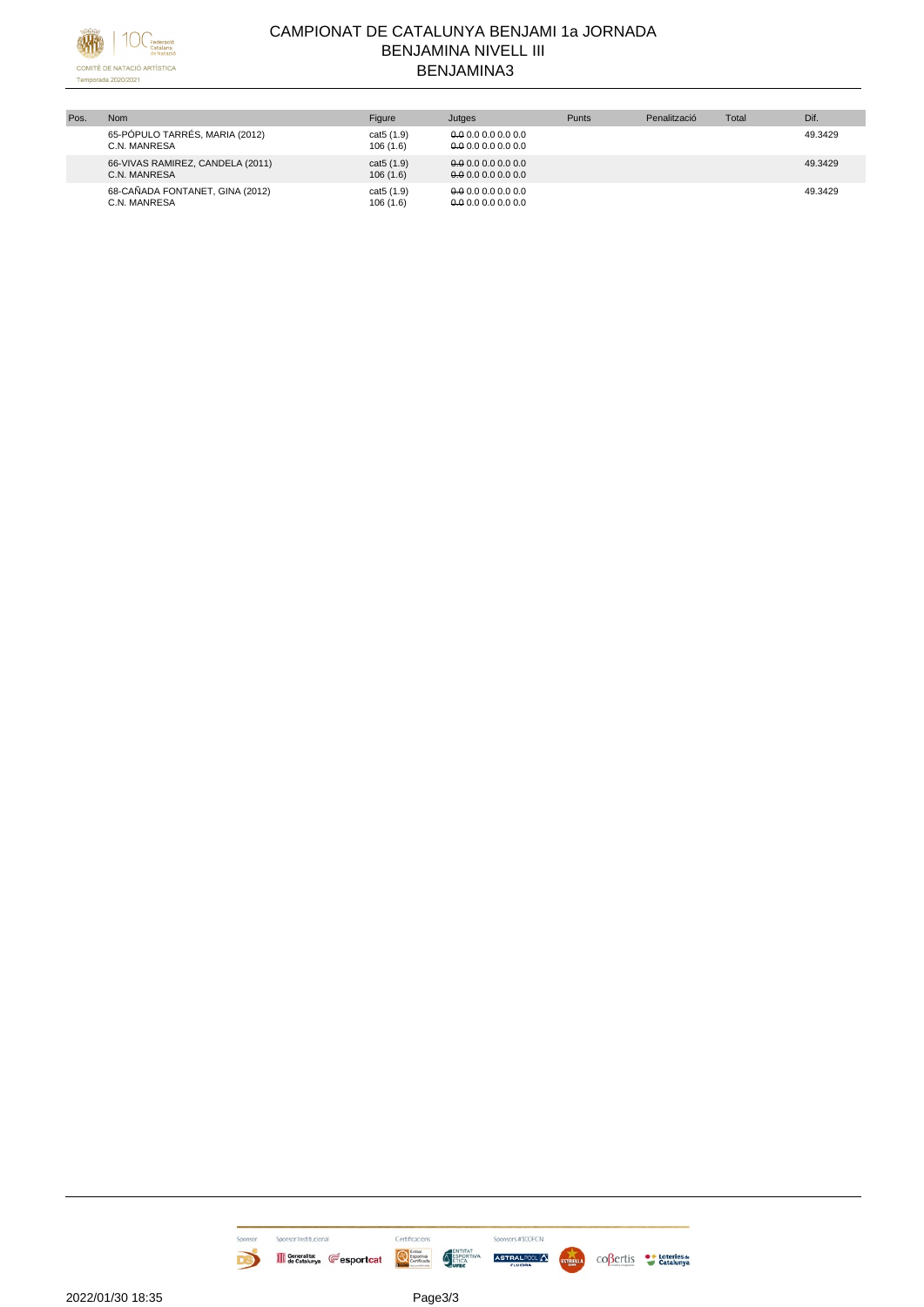# CAMPIONAT DE CATALUNYA BENJAMI 1a JORNADA
## BENJAMINA NIVELL III
## BENJAMINA3

| Pos. | Nom | Figure | Jutges | Punts | Penalització | Total | Dif. |
|---|---|---|---|---|---|---|---|
| | 65-PÒPULO TARRÉS, MARIA (2012)<br>C.N. MANRESA | cat5 (1.9)<br>106 (1.6) | ~~0.0~~ 0.0 0.0 0.0 0.0<br>~~0.0~~ 0.0 0.0 0.0 0.0 | | | | 49.3429 |
| | 66-VIVAS RAMIREZ, CANDELA (2011)<br>C.N. MANRESA | cat5 (1.9)<br>106 (1.6) | ~~0.0~~ 0.0 0.0 0.0 0.0<br>~~0.0~~ 0.0 0.0 0.0 0.0 | | | | 49.3429 |
| | 68-CAÑADA FONTANET, GINA (2012)<br>C.N. MANRESA | cat5 (1.9)<br>106 (1.6) | ~~0.0~~ 0.0 0.0 0.0 0.0<br>~~0.0~~ 0.0 0.0 0.0 0.0 | | | | 49.3429 |